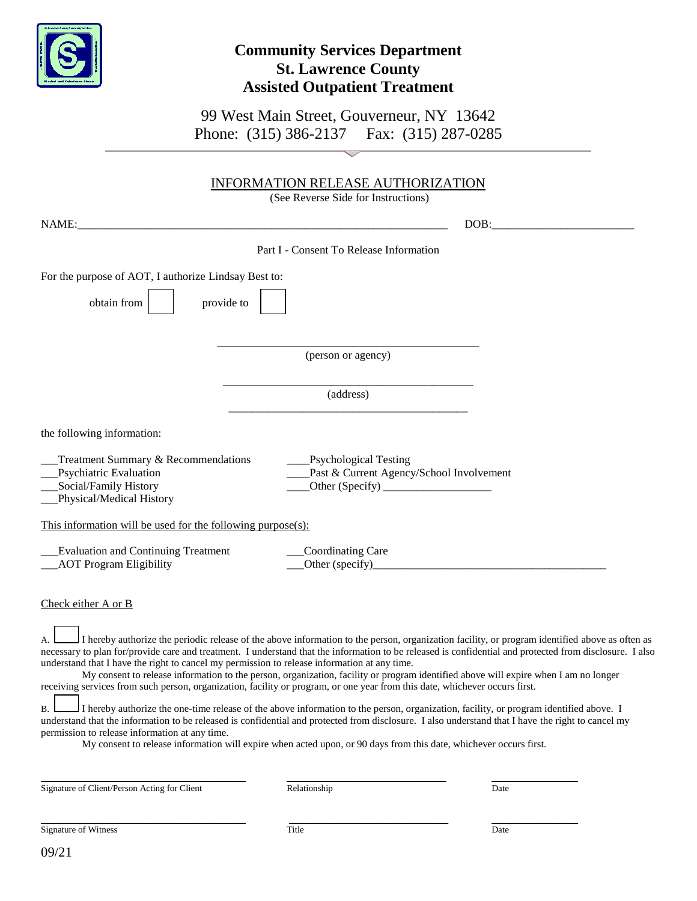# Community Services Department
# St. Lawrence County
# Assisted Outpatient Treatment

99 West Main Street, Gouverneur, NY 13642
Phone: (315) 386-2137 Fax: (315) 287-0285

## INFORMATION RELEASE AUTHORIZATION

(See Reverse Side for Instructions)

NAME:_______________________________________________________________ DOB:________________________

Part I - Consent To Release Information

For the purpose of AOT, I authorize Lindsay Best to:

obtain from ☐ provide to ☐

_____________________________________________
(person or agency)

_____________________________________________
(address)

_____________________________________________

the following information:

___Treatment Summary & Recommendations
___Psychiatric Evaluation
___Social/Family History
___Physical/Medical History
____Psychological Testing
____Past & Current Agency/School Involvement
____Other (Specify) ___________________

This information will be used for the following purpose(s):

___Evaluation and Continuing Treatment
___AOT Program Eligibility
___Coordinating Care
___Other (specify)________________________________________

Check either A or B

A. ☐ I hereby authorize the periodic release of the above information to the person, organization facility, or program identified above as often as necessary to plan for/provide care and treatment. I understand that the information to be released is confidential and protected from disclosure. I also understand that I have the right to cancel my permission to release information at any time.

My consent to release information to the person, organization, facility or program identified above will expire when I am no longer receiving services from such person, organization, facility or program, or one year from this date, whichever occurs first.

B. ☐ I hereby authorize the one-time release of the above information to the person, organization, facility, or program identified above. I understand that the information to be released is confidential and protected from disclosure. I also understand that I have the right to cancel my permission to release information at any time.

My consent to release information will expire when acted upon, or 90 days from this date, whichever occurs first.

| ______________________________ | ______________________________ | ______________ |
|---|---|---|
| Signature of Client/Person Acting for Client | Relationship | Date |
| ______________________________ | ______________________________ | ______________ |
| Signature of Witness | Title | Date |

09/21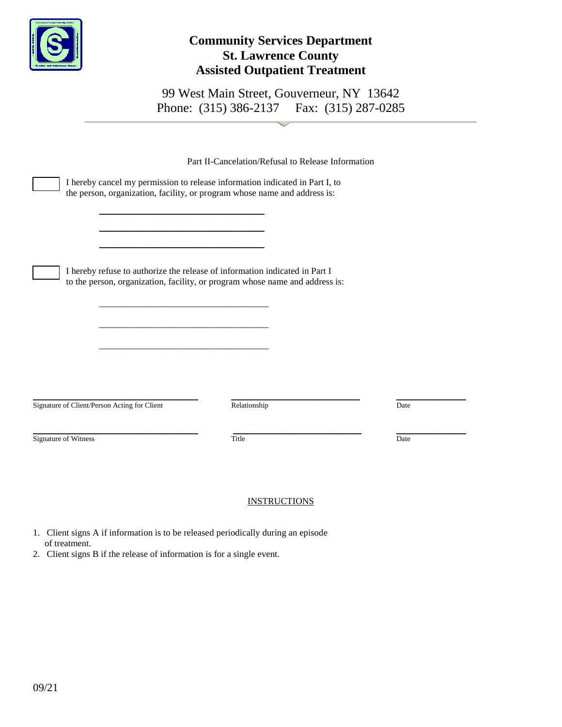# Community Services Department
# St. Lawrence County
# Assisted Outpatient Treatment

99 West Main Street, Gouverneur, NY 13642
Phone: (315) 386-2137 Fax: (315) 287-0285

Part II-Cancelation/Refusal to Release Information

☐ I hereby cancel my permission to release information indicated in Part I, to the person, organization, facility, or program whose name and address is:

\_\_\_\_\_\_\_\_\_\_\_\_\_\_\_\_\_\_\_\_\_\_\_\_\_\_\_\_\_\_\_\_\_\_

\_\_\_\_\_\_\_\_\_\_\_\_\_\_\_\_\_\_\_\_\_\_\_\_\_\_\_\_\_\_\_\_\_\_

\_\_\_\_\_\_\_\_\_\_\_\_\_\_\_\_\_\_\_\_\_\_\_\_\_\_\_\_\_\_\_\_\_\_

☐ I hereby refuse to authorize the release of information indicated in Part I to the person, organization, facility, or program whose name and address is:

\_\_\_\_\_\_\_\_\_\_\_\_\_\_\_\_\_\_\_\_\_\_\_\_\_\_\_\_\_\_\_\_\_\_

\_\_\_\_\_\_\_\_\_\_\_\_\_\_\_\_\_\_\_\_\_\_\_\_\_\_\_\_\_\_\_\_\_\_

\_\_\_\_\_\_\_\_\_\_\_\_\_\_\_\_\_\_\_\_\_\_\_\_\_\_\_\_\_\_\_\_\_\_

| | | |
|---|---|---|
| \_\_\_\_\_\_\_\_\_\_\_\_\_\_\_\_\_\_\_\_\_\_\_\_ | \_\_\_\_\_\_\_\_\_\_\_\_\_\_\_\_\_\_\_\_ | \_\_\_\_\_\_\_\_\_\_ |
| Signature of Client/Person Acting for Client | Relationship | Date |
| \_\_\_\_\_\_\_\_\_\_\_\_\_\_\_\_\_\_\_\_\_\_\_\_ | \_\_\_\_\_\_\_\_\_\_\_\_\_\_\_\_\_\_\_\_ | \_\_\_\_\_\_\_\_\_\_ |
| Signature of Witness | Title | Date |

## INSTRUCTIONS

1. Client signs A if information is to be released periodically during an episode of treatment.
2. Client signs B if the release of information is for a single event.

09/21